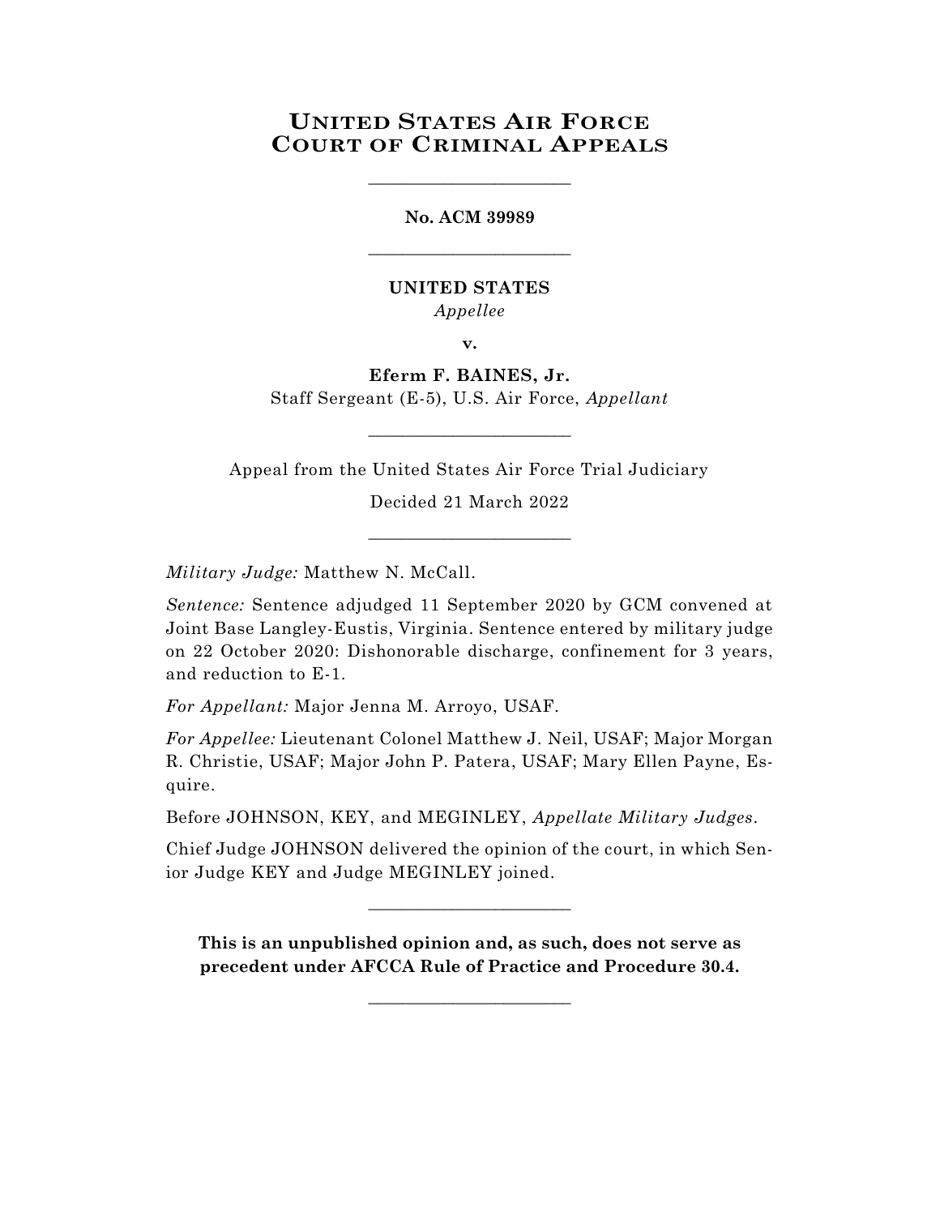# United States Air Force Court of Criminal Appeals

---

**No. ACM 39989**

---

**UNITED STATES**

*Appellee*

**v.**

**Eferm F. BAINES, Jr.**

Staff Sergeant (E-5), U.S. Air Force, *Appellant*

---

Appeal from the United States Air Force Trial Judiciary

Decided 21 March 2022

---

*Military Judge:* Matthew N. McCall.

*Sentence:* Sentence adjudged 11 September 2020 by GCM convened at Joint Base Langley-Eustis, Virginia. Sentence entered by military judge on 22 October 2020: Dishonorable discharge, confinement for 3 years, and reduction to E-1.

*For Appellant:* Major Jenna M. Arroyo, USAF.

*For Appellee:* Lieutenant Colonel Matthew J. Neil, USAF; Major Morgan R. Christie, USAF; Major John P. Patera, USAF; Mary Ellen Payne, Esquire.

Before JOHNSON, KEY, and MEGINLEY, *Appellate Military Judges*.

Chief Judge JOHNSON delivered the opinion of the court, in which Senior Judge KEY and Judge MEGINLEY joined.

---

**This is an unpublished opinion and, as such, does not serve as precedent under AFCCA Rule of Practice and Procedure 30.4.**

---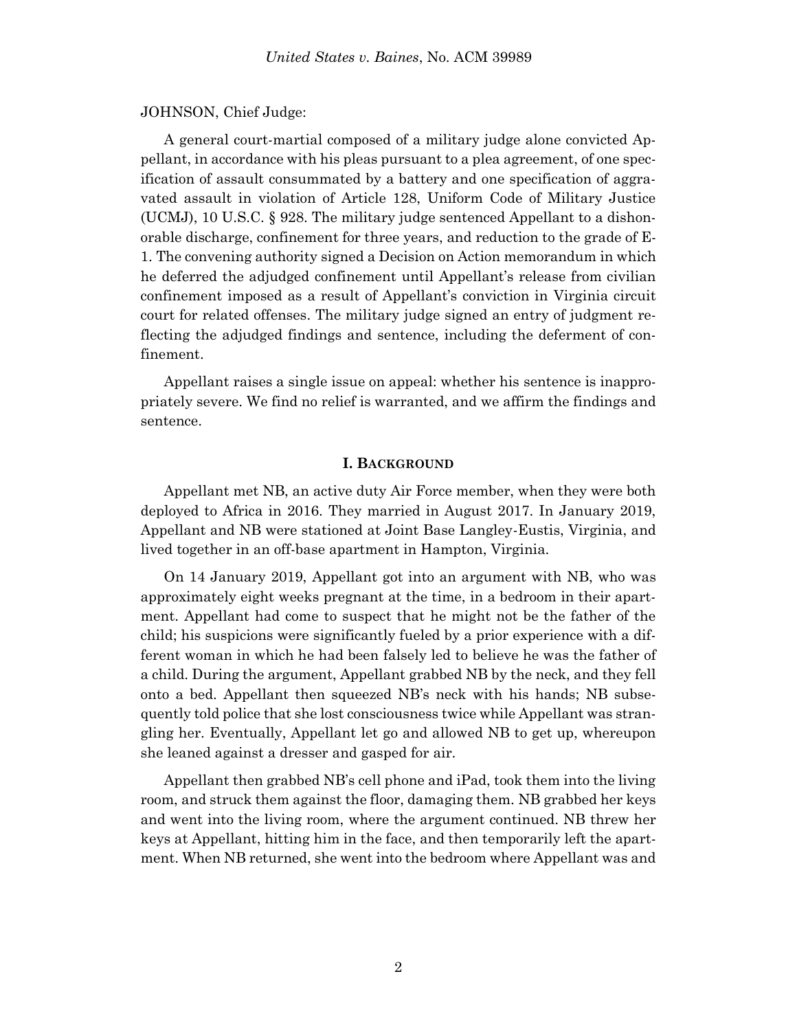JOHNSON, Chief Judge:

A general court-martial composed of a military judge alone convicted Appellant, in accordance with his pleas pursuant to a plea agreement, of one specification of assault consummated by a battery and one specification of aggravated assault in violation of Article 128, Uniform Code of Military Justice (UCMJ), 10 U.S.C. § 928. The military judge sentenced Appellant to a dishonorable discharge, confinement for three years, and reduction to the grade of E-1. The convening authority signed a Decision on Action memorandum in which he deferred the adjudged confinement until Appellant's release from civilian confinement imposed as a result of Appellant's conviction in Virginia circuit court for related offenses. The military judge signed an entry of judgment reflecting the adjudged findings and sentence, including the deferment of confinement.

Appellant raises a single issue on appeal: whether his sentence is inappropriately severe. We find no relief is warranted, and we affirm the findings and sentence.

## I. BACKGROUND

Appellant met NB, an active duty Air Force member, when they were both deployed to Africa in 2016. They married in August 2017. In January 2019, Appellant and NB were stationed at Joint Base Langley-Eustis, Virginia, and lived together in an off-base apartment in Hampton, Virginia.

On 14 January 2019, Appellant got into an argument with NB, who was approximately eight weeks pregnant at the time, in a bedroom in their apartment. Appellant had come to suspect that he might not be the father of the child; his suspicions were significantly fueled by a prior experience with a different woman in which he had been falsely led to believe he was the father of a child. During the argument, Appellant grabbed NB by the neck, and they fell onto a bed. Appellant then squeezed NB's neck with his hands; NB subsequently told police that she lost consciousness twice while Appellant was strangling her. Eventually, Appellant let go and allowed NB to get up, whereupon she leaned against a dresser and gasped for air.

Appellant then grabbed NB's cell phone and iPad, took them into the living room, and struck them against the floor, damaging them. NB grabbed her keys and went into the living room, where the argument continued. NB threw her keys at Appellant, hitting him in the face, and then temporarily left the apartment. When NB returned, she went into the bedroom where Appellant was and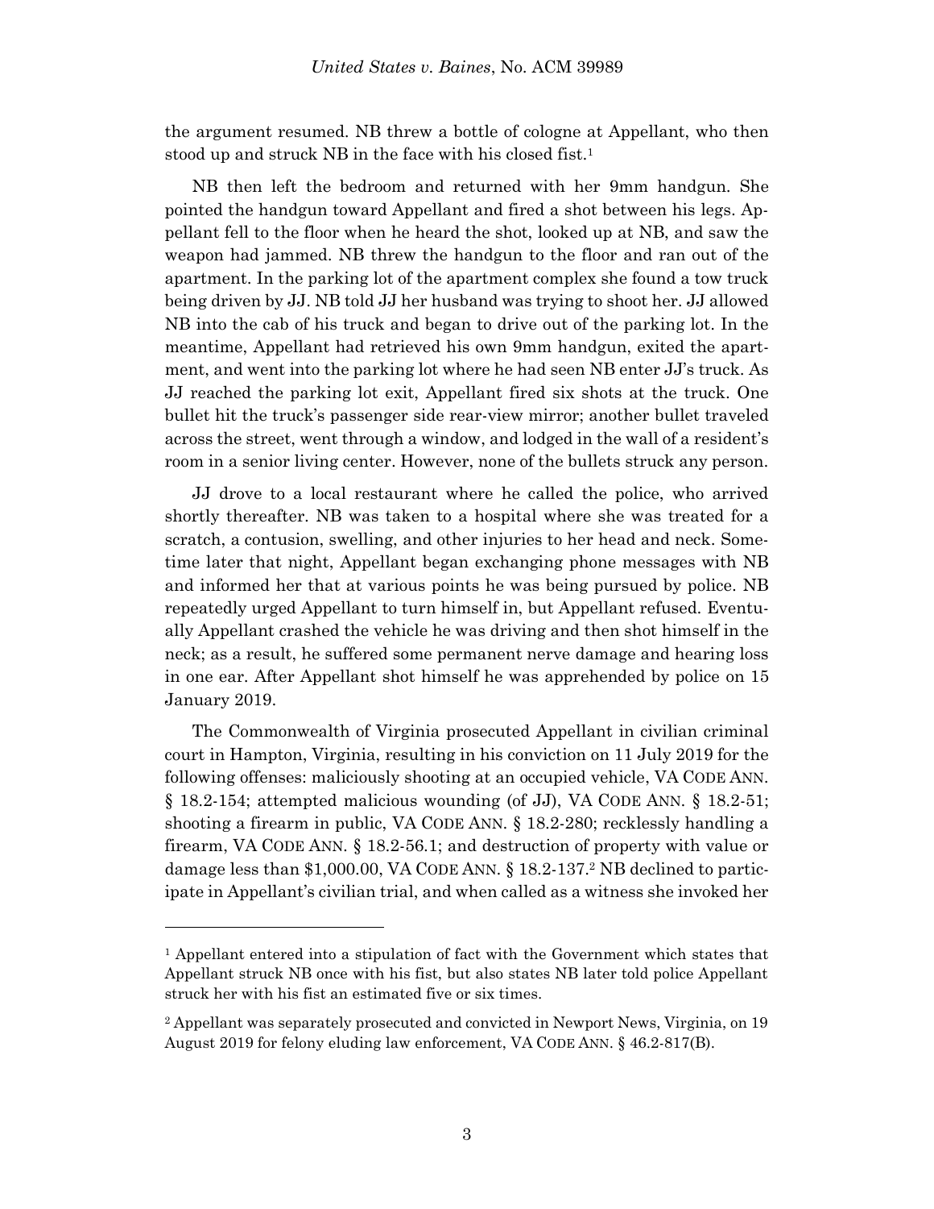the argument resumed. NB threw a bottle of cologne at Appellant, who then stood up and struck NB in the face with his closed fist.[1]

NB then left the bedroom and returned with her 9mm handgun. She pointed the handgun toward Appellant and fired a shot between his legs. Appellant fell to the floor when he heard the shot, looked up at NB, and saw the weapon had jammed. NB threw the handgun to the floor and ran out of the apartment. In the parking lot of the apartment complex she found a tow truck being driven by JJ. NB told JJ her husband was trying to shoot her. JJ allowed NB into the cab of his truck and began to drive out of the parking lot. In the meantime, Appellant had retrieved his own 9mm handgun, exited the apartment, and went into the parking lot where he had seen NB enter JJ's truck. As JJ reached the parking lot exit, Appellant fired six shots at the truck. One bullet hit the truck's passenger side rear-view mirror; another bullet traveled across the street, went through a window, and lodged in the wall of a resident's room in a senior living center. However, none of the bullets struck any person.

JJ drove to a local restaurant where he called the police, who arrived shortly thereafter. NB was taken to a hospital where she was treated for a scratch, a contusion, swelling, and other injuries to her head and neck. Sometime later that night, Appellant began exchanging phone messages with NB and informed her that at various points he was being pursued by police. NB repeatedly urged Appellant to turn himself in, but Appellant refused. Eventually Appellant crashed the vehicle he was driving and then shot himself in the neck; as a result, he suffered some permanent nerve damage and hearing loss in one ear. After Appellant shot himself he was apprehended by police on 15 January 2019.

The Commonwealth of Virginia prosecuted Appellant in civilian criminal court in Hampton, Virginia, resulting in his conviction on 11 July 2019 for the following offenses: maliciously shooting at an occupied vehicle, VA CODE ANN. § 18.2-154; attempted malicious wounding (of JJ), VA CODE ANN. § 18.2-51; shooting a firearm in public, VA CODE ANN. § 18.2-280; recklessly handling a firearm, VA CODE ANN. § 18.2-56.1; and destruction of property with value or damage less than $1,000.00, VA CODE ANN. § 18.2-137.[2] NB declined to participate in Appellant's civilian trial, and when called as a witness she invoked her

---

[1] Appellant entered into a stipulation of fact with the Government which states that Appellant struck NB once with his fist, but also states NB later told police Appellant struck her with his fist an estimated five or six times.

[2] Appellant was separately prosecuted and convicted in Newport News, Virginia, on 19 August 2019 for felony eluding law enforcement, VA CODE ANN. § 46.2-817(B).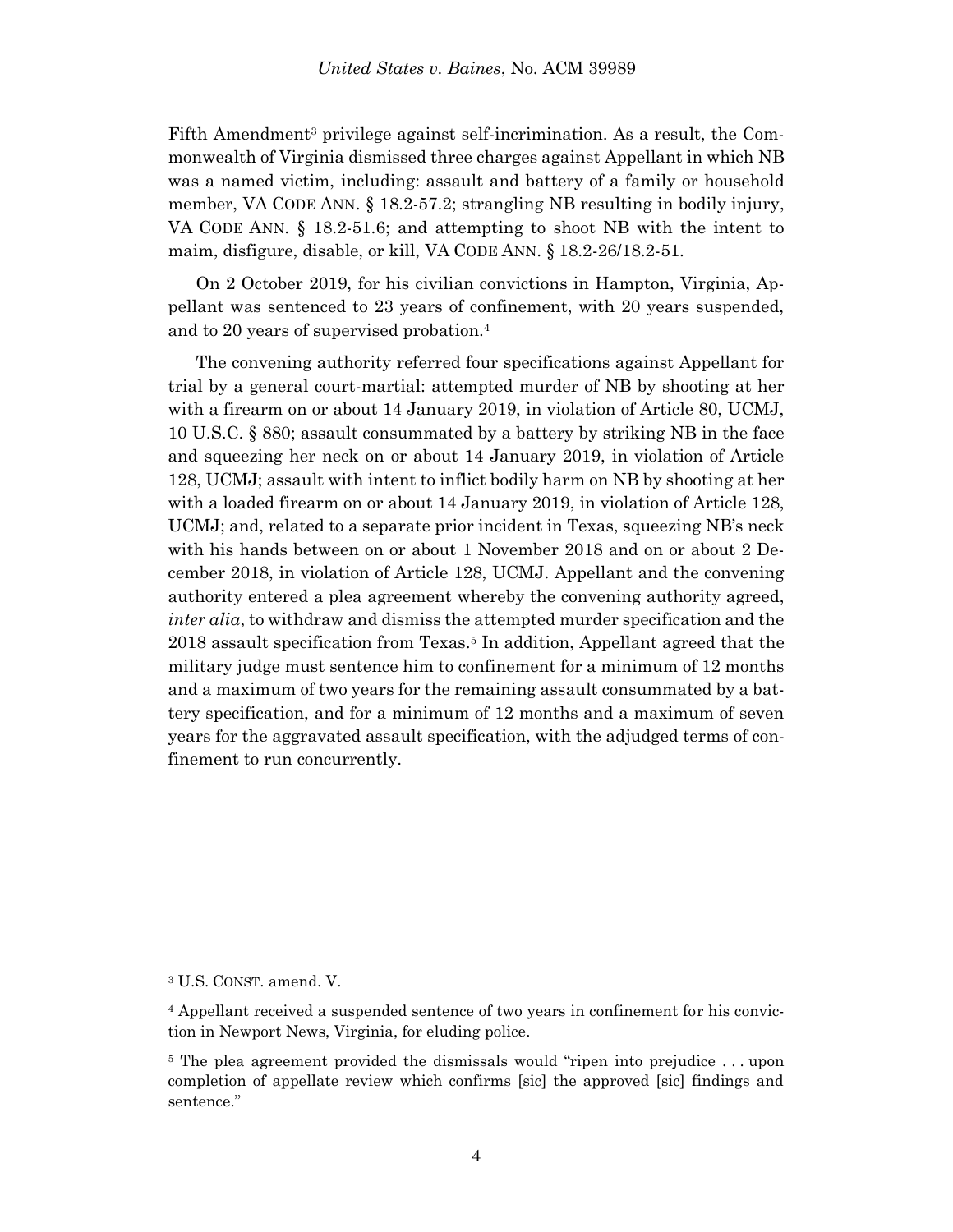Fifth Amendment[3] privilege against self-incrimination. As a result, the Commonwealth of Virginia dismissed three charges against Appellant in which NB was a named victim, including: assault and battery of a family or household member, VA CODE ANN. § 18.2-57.2; strangling NB resulting in bodily injury, VA CODE ANN. § 18.2-51.6; and attempting to shoot NB with the intent to maim, disfigure, disable, or kill, VA CODE ANN. § 18.2-26/18.2-51.

On 2 October 2019, for his civilian convictions in Hampton, Virginia, Appellant was sentenced to 23 years of confinement, with 20 years suspended, and to 20 years of supervised probation.[4]

The convening authority referred four specifications against Appellant for trial by a general court-martial: attempted murder of NB by shooting at her with a firearm on or about 14 January 2019, in violation of Article 80, UCMJ, 10 U.S.C. § 880; assault consummated by a battery by striking NB in the face and squeezing her neck on or about 14 January 2019, in violation of Article 128, UCMJ; assault with intent to inflict bodily harm on NB by shooting at her with a loaded firearm on or about 14 January 2019, in violation of Article 128, UCMJ; and, related to a separate prior incident in Texas, squeezing NB's neck with his hands between on or about 1 November 2018 and on or about 2 December 2018, in violation of Article 128, UCMJ. Appellant and the convening authority entered a plea agreement whereby the convening authority agreed, *inter alia*, to withdraw and dismiss the attempted murder specification and the 2018 assault specification from Texas.[5] In addition, Appellant agreed that the military judge must sentence him to confinement for a minimum of 12 months and a maximum of two years for the remaining assault consummated by a battery specification, and for a minimum of 12 months and a maximum of seven years for the aggravated assault specification, with the adjudged terms of confinement to run concurrently.

---

[3] U.S. CONST. amend. V.

[4] Appellant received a suspended sentence of two years in confinement for his conviction in Newport News, Virginia, for eluding police.

[5] The plea agreement provided the dismissals would "ripen into prejudice . . . upon completion of appellate review which confirms [sic] the approved [sic] findings and sentence."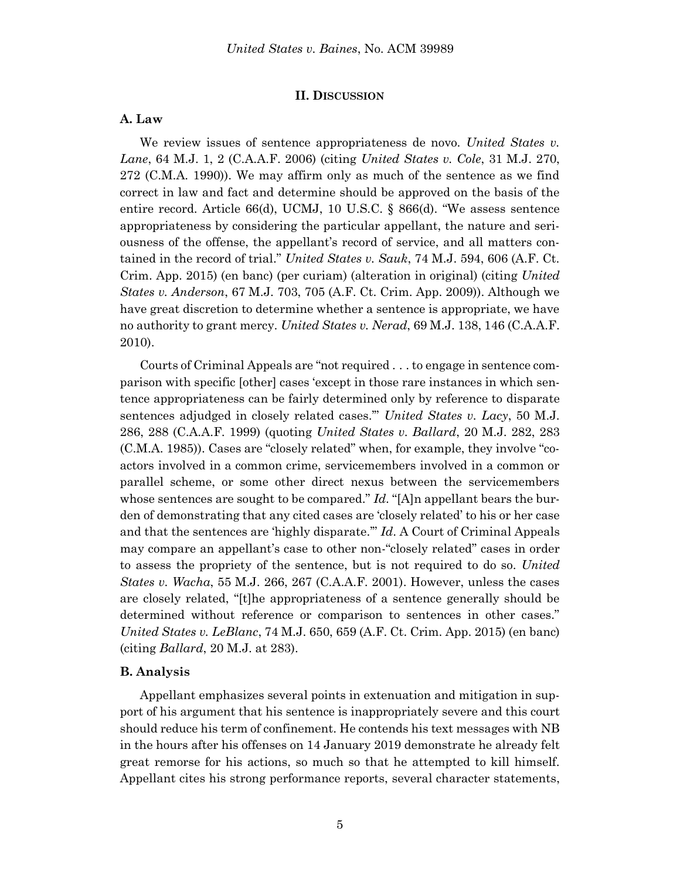## II. DISCUSSION

### A. Law

We review issues of sentence appropriateness de novo. *United States v. Lane*, 64 M.J. 1, 2 (C.A.A.F. 2006) (citing *United States v. Cole*, 31 M.J. 270, 272 (C.M.A. 1990)). We may affirm only as much of the sentence as we find correct in law and fact and determine should be approved on the basis of the entire record. Article 66(d), UCMJ, 10 U.S.C. § 866(d). "We assess sentence appropriateness by considering the particular appellant, the nature and seriousness of the offense, the appellant's record of service, and all matters contained in the record of trial." *United States v. Sauk*, 74 M.J. 594, 606 (A.F. Ct. Crim. App. 2015) (en banc) (per curiam) (alteration in original) (citing *United States v. Anderson*, 67 M.J. 703, 705 (A.F. Ct. Crim. App. 2009)). Although we have great discretion to determine whether a sentence is appropriate, we have no authority to grant mercy. *United States v. Nerad*, 69 M.J. 138, 146 (C.A.A.F. 2010).

Courts of Criminal Appeals are "not required . . . to engage in sentence comparison with specific [other] cases 'except in those rare instances in which sentence appropriateness can be fairly determined only by reference to disparate sentences adjudged in closely related cases.'" *United States v. Lacy*, 50 M.J. 286, 288 (C.A.A.F. 1999) (quoting *United States v. Ballard*, 20 M.J. 282, 283 (C.M.A. 1985)). Cases are "closely related" when, for example, they involve "co-actors involved in a common crime, servicemembers involved in a common or parallel scheme, or some other direct nexus between the servicemembers whose sentences are sought to be compared." *Id*. "[A]n appellant bears the burden of demonstrating that any cited cases are 'closely related' to his or her case and that the sentences are 'highly disparate.'" *Id*. A Court of Criminal Appeals may compare an appellant's case to other non-"closely related" cases in order to assess the propriety of the sentence, but is not required to do so. *United States v. Wacha*, 55 M.J. 266, 267 (C.A.A.F. 2001). However, unless the cases are closely related, "[t]he appropriateness of a sentence generally should be determined without reference or comparison to sentences in other cases." *United States v. LeBlanc*, 74 M.J. 650, 659 (A.F. Ct. Crim. App. 2015) (en banc) (citing *Ballard*, 20 M.J. at 283).

### B. Analysis

Appellant emphasizes several points in extenuation and mitigation in support of his argument that his sentence is inappropriately severe and this court should reduce his term of confinement. He contends his text messages with NB in the hours after his offenses on 14 January 2019 demonstrate he already felt great remorse for his actions, so much so that he attempted to kill himself. Appellant cites his strong performance reports, several character statements,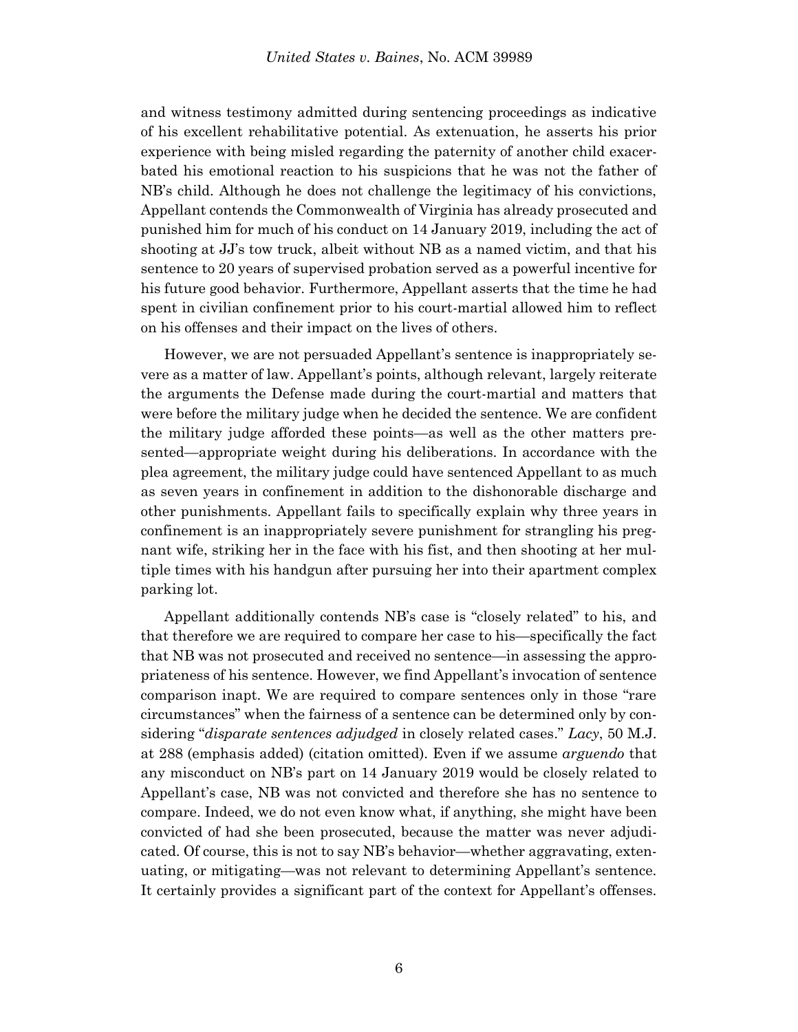and witness testimony admitted during sentencing proceedings as indicative of his excellent rehabilitative potential. As extenuation, he asserts his prior experience with being misled regarding the paternity of another child exacerbated his emotional reaction to his suspicions that he was not the father of NB's child. Although he does not challenge the legitimacy of his convictions, Appellant contends the Commonwealth of Virginia has already prosecuted and punished him for much of his conduct on 14 January 2019, including the act of shooting at JJ's tow truck, albeit without NB as a named victim, and that his sentence to 20 years of supervised probation served as a powerful incentive for his future good behavior. Furthermore, Appellant asserts that the time he had spent in civilian confinement prior to his court-martial allowed him to reflect on his offenses and their impact on the lives of others.

However, we are not persuaded Appellant's sentence is inappropriately severe as a matter of law. Appellant's points, although relevant, largely reiterate the arguments the Defense made during the court-martial and matters that were before the military judge when he decided the sentence. We are confident the military judge afforded these points—as well as the other matters presented—appropriate weight during his deliberations. In accordance with the plea agreement, the military judge could have sentenced Appellant to as much as seven years in confinement in addition to the dishonorable discharge and other punishments. Appellant fails to specifically explain why three years in confinement is an inappropriately severe punishment for strangling his pregnant wife, striking her in the face with his fist, and then shooting at her multiple times with his handgun after pursuing her into their apartment complex parking lot.

Appellant additionally contends NB's case is "closely related" to his, and that therefore we are required to compare her case to his—specifically the fact that NB was not prosecuted and received no sentence—in assessing the appropriateness of his sentence. However, we find Appellant's invocation of sentence comparison inapt. We are required to compare sentences only in those "rare circumstances" when the fairness of a sentence can be determined only by considering "*disparate sentences adjudged* in closely related cases." *Lacy*, 50 M.J. at 288 (emphasis added) (citation omitted). Even if we assume *arguendo* that any misconduct on NB's part on 14 January 2019 would be closely related to Appellant's case, NB was not convicted and therefore she has no sentence to compare. Indeed, we do not even know what, if anything, she might have been convicted of had she been prosecuted, because the matter was never adjudicated. Of course, this is not to say NB's behavior—whether aggravating, extenuating, or mitigating—was not relevant to determining Appellant's sentence. It certainly provides a significant part of the context for Appellant's offenses.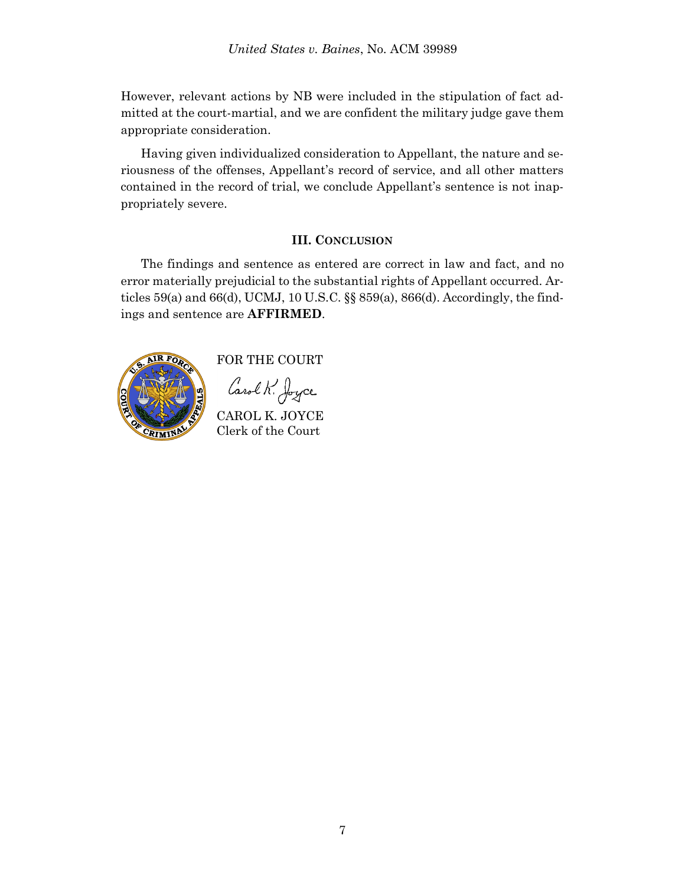However, relevant actions by NB were included in the stipulation of fact admitted at the court-martial, and we are confident the military judge gave them appropriate consideration.

Having given individualized consideration to Appellant, the nature and seriousness of the offenses, Appellant's record of service, and all other matters contained in the record of trial, we conclude Appellant's sentence is not inappropriately severe.

### III. Conclusion

The findings and sentence as entered are correct in law and fact, and no error materially prejudicial to the substantial rights of Appellant occurred. Articles 59(a) and 66(d), UCMJ, 10 U.S.C. §§ 859(a), 866(d). Accordingly, the findings and sentence are **AFFIRMED**.

FOR THE COURT

Carol K. Joyce

CAROL K. JOYCE
Clerk of the Court